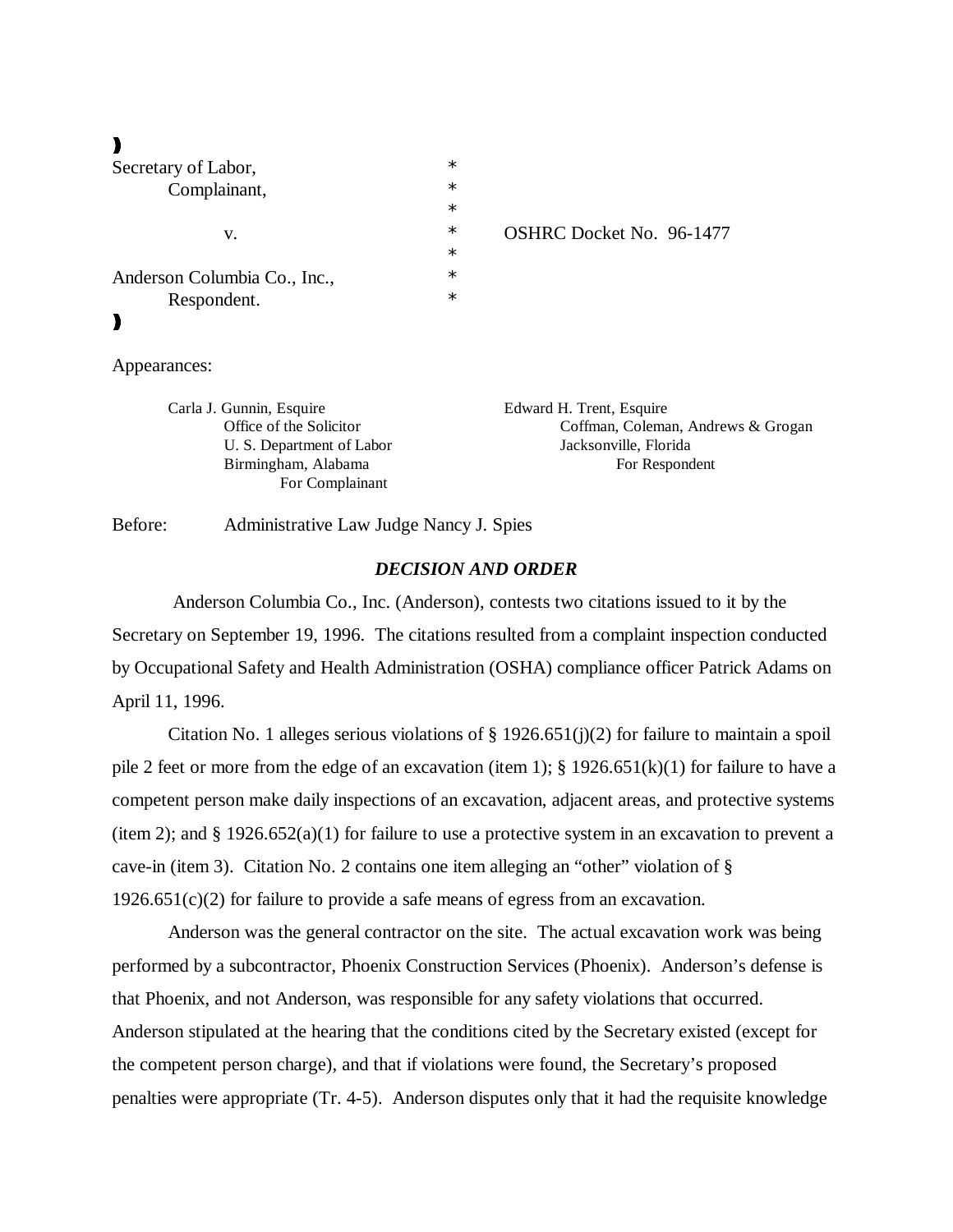| | | |
|---|---|---|
| Secretary of Labor, | * | |
| Complainant, | * | |
| | * | |
| v. | * | OSHRC Docket No. 96-1477 |
| | * | |
| Anderson Columbia Co., Inc., | * | |
| Respondent. | * | |

Appearances:

Carla J. Gunnin, Esquire
Office of the Solicitor
U. S. Department of Labor
Birmingham, Alabama
For Complainant

Edward H. Trent, Esquire
Coffman, Coleman, Andrews & Grogan
Jacksonville, Florida
For Respondent

Before: Administrative Law Judge Nancy J. Spies

***DECISION AND ORDER***

Anderson Columbia Co., Inc. (Anderson), contests two citations issued to it by the Secretary on September 19, 1996. The citations resulted from a complaint inspection conducted by Occupational Safety and Health Administration (OSHA) compliance officer Patrick Adams on April 11, 1996.

Citation No. 1 alleges serious violations of § 1926.651(j)(2) for failure to maintain a spoil pile 2 feet or more from the edge of an excavation (item 1); § 1926.651(k)(1) for failure to have a competent person make daily inspections of an excavation, adjacent areas, and protective systems (item 2); and § 1926.652(a)(1) for failure to use a protective system in an excavation to prevent a cave-in (item 3). Citation No. 2 contains one item alleging an "other" violation of § 1926.651(c)(2) for failure to provide a safe means of egress from an excavation.

Anderson was the general contractor on the site. The actual excavation work was being performed by a subcontractor, Phoenix Construction Services (Phoenix). Anderson's defense is that Phoenix, and not Anderson, was responsible for any safety violations that occurred. Anderson stipulated at the hearing that the conditions cited by the Secretary existed (except for the competent person charge), and that if violations were found, the Secretary's proposed penalties were appropriate (Tr. 4-5). Anderson disputes only that it had the requisite knowledge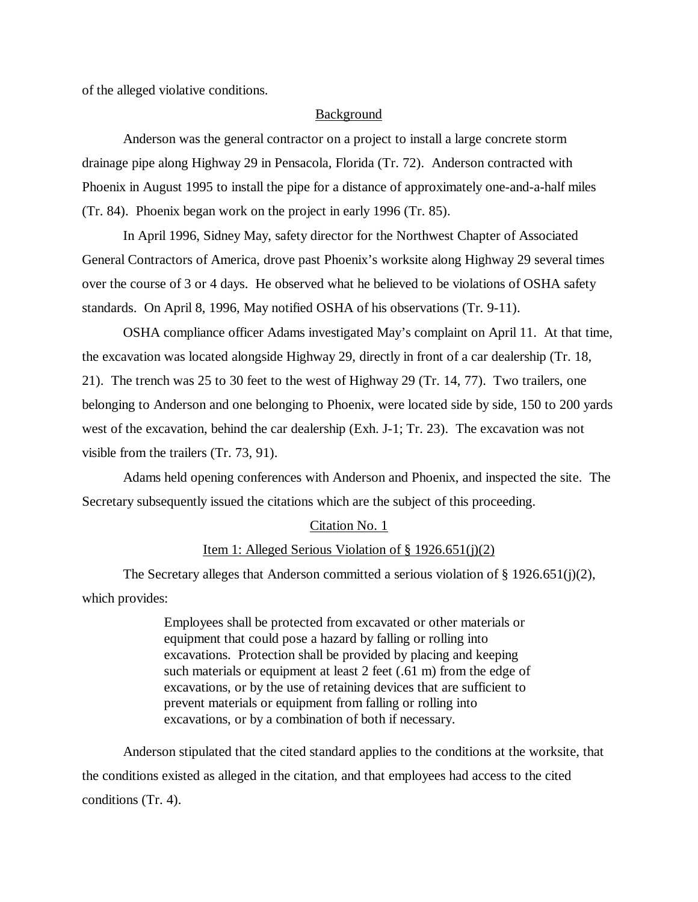of the alleged violative conditions.

## Background

Anderson was the general contractor on a project to install a large concrete storm drainage pipe along Highway 29 in Pensacola, Florida (Tr. 72). Anderson contracted with Phoenix in August 1995 to install the pipe for a distance of approximately one-and-a-half miles (Tr. 84). Phoenix began work on the project in early 1996 (Tr. 85).

In April 1996, Sidney May, safety director for the Northwest Chapter of Associated General Contractors of America, drove past Phoenix's worksite along Highway 29 several times over the course of 3 or 4 days. He observed what he believed to be violations of OSHA safety standards. On April 8, 1996, May notified OSHA of his observations (Tr. 9-11).

OSHA compliance officer Adams investigated May's complaint on April 11. At that time, the excavation was located alongside Highway 29, directly in front of a car dealership (Tr. 18, 21). The trench was 25 to 30 feet to the west of Highway 29 (Tr. 14, 77). Two trailers, one belonging to Anderson and one belonging to Phoenix, were located side by side, 150 to 200 yards west of the excavation, behind the car dealership (Exh. J-1; Tr. 23). The excavation was not visible from the trailers (Tr. 73, 91).

Adams held opening conferences with Anderson and Phoenix, and inspected the site. The Secretary subsequently issued the citations which are the subject of this proceeding.

## Citation No. 1

### Item 1: Alleged Serious Violation of § 1926.651(j)(2)

The Secretary alleges that Anderson committed a serious violation of § 1926.651(j)(2), which provides:

> Employees shall be protected from excavated or other materials or equipment that could pose a hazard by falling or rolling into excavations. Protection shall be provided by placing and keeping such materials or equipment at least 2 feet (.61 m) from the edge of excavations, or by the use of retaining devices that are sufficient to prevent materials or equipment from falling or rolling into excavations, or by a combination of both if necessary.

Anderson stipulated that the cited standard applies to the conditions at the worksite, that the conditions existed as alleged in the citation, and that employees had access to the cited conditions (Tr. 4).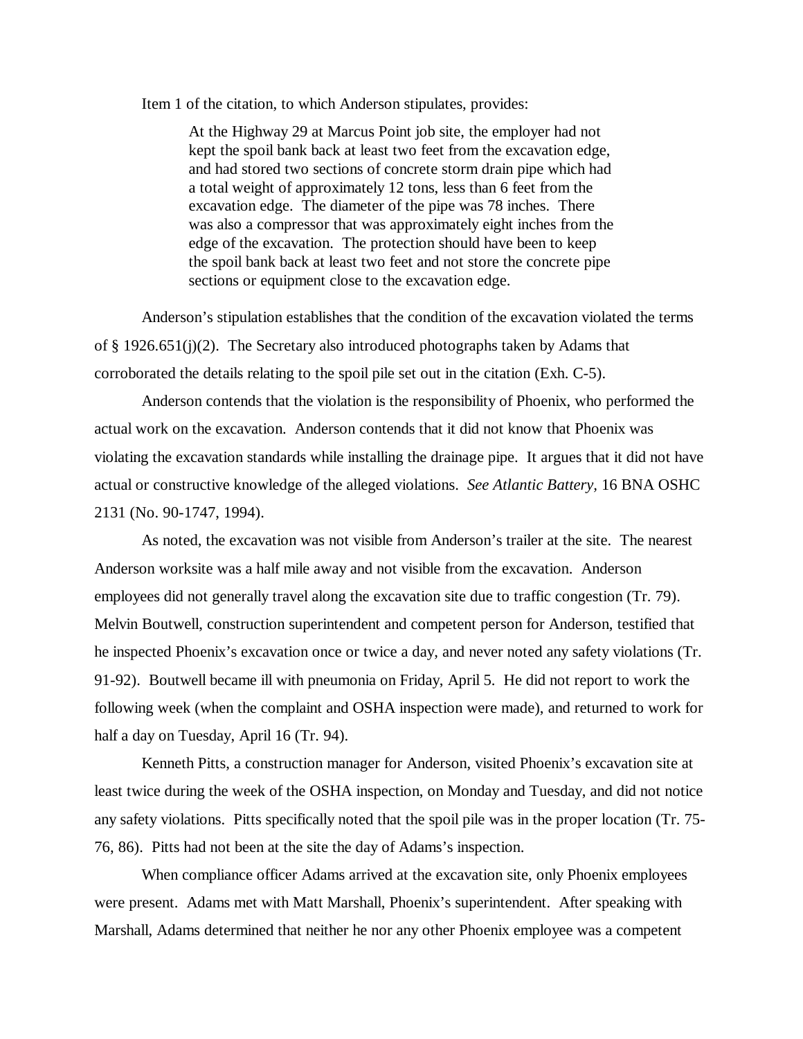Item 1 of the citation, to which Anderson stipulates, provides:

> At the Highway 29 at Marcus Point job site, the employer had not kept the spoil bank back at least two feet from the excavation edge, and had stored two sections of concrete storm drain pipe which had a total weight of approximately 12 tons, less than 6 feet from the excavation edge. The diameter of the pipe was 78 inches. There was also a compressor that was approximately eight inches from the edge of the excavation. The protection should have been to keep the spoil bank back at least two feet and not store the concrete pipe sections or equipment close to the excavation edge.

Anderson's stipulation establishes that the condition of the excavation violated the terms of § 1926.651(j)(2). The Secretary also introduced photographs taken by Adams that corroborated the details relating to the spoil pile set out in the citation (Exh. C-5).

Anderson contends that the violation is the responsibility of Phoenix, who performed the actual work on the excavation. Anderson contends that it did not know that Phoenix was violating the excavation standards while installing the drainage pipe. It argues that it did not have actual or constructive knowledge of the alleged violations. *See Atlantic Battery,* 16 BNA OSHC 2131 (No. 90-1747, 1994).

As noted, the excavation was not visible from Anderson's trailer at the site. The nearest Anderson worksite was a half mile away and not visible from the excavation. Anderson employees did not generally travel along the excavation site due to traffic congestion (Tr. 79). Melvin Boutwell, construction superintendent and competent person for Anderson, testified that he inspected Phoenix's excavation once or twice a day, and never noted any safety violations (Tr. 91-92). Boutwell became ill with pneumonia on Friday, April 5. He did not report to work the following week (when the complaint and OSHA inspection were made), and returned to work for half a day on Tuesday, April 16 (Tr. 94).

Kenneth Pitts, a construction manager for Anderson, visited Phoenix's excavation site at least twice during the week of the OSHA inspection, on Monday and Tuesday, and did not notice any safety violations. Pitts specifically noted that the spoil pile was in the proper location (Tr. 75-76, 86). Pitts had not been at the site the day of Adams's inspection.

When compliance officer Adams arrived at the excavation site, only Phoenix employees were present. Adams met with Matt Marshall, Phoenix's superintendent. After speaking with Marshall, Adams determined that neither he nor any other Phoenix employee was a competent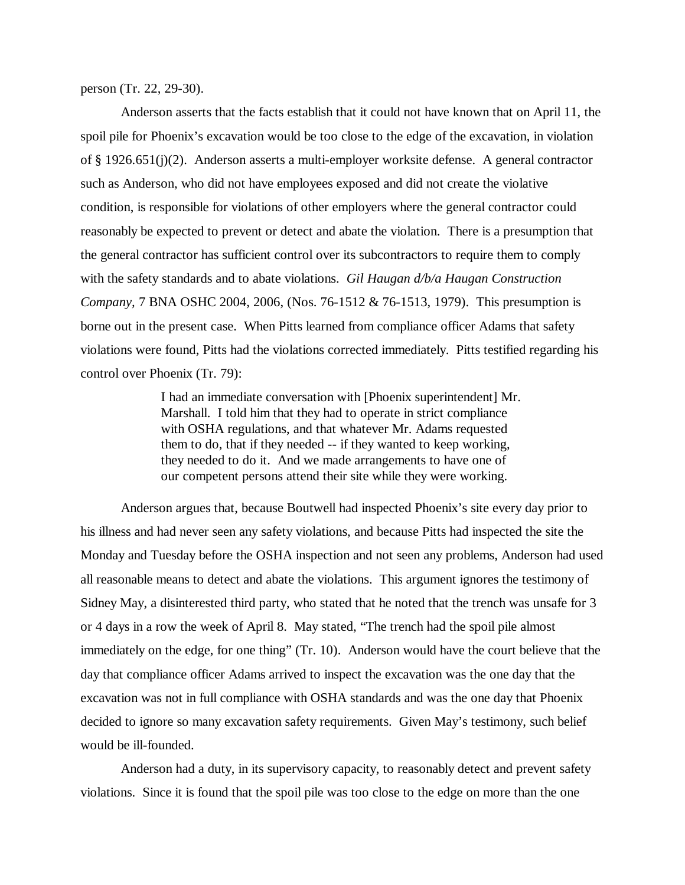person (Tr. 22, 29-30).

Anderson asserts that the facts establish that it could not have known that on April 11, the spoil pile for Phoenix's excavation would be too close to the edge of the excavation, in violation of § 1926.651(j)(2). Anderson asserts a multi-employer worksite defense. A general contractor such as Anderson, who did not have employees exposed and did not create the violative condition, is responsible for violations of other employers where the general contractor could reasonably be expected to prevent or detect and abate the violation. There is a presumption that the general contractor has sufficient control over its subcontractors to require them to comply with the safety standards and to abate violations. *Gil Haugan d/b/a Haugan Construction Company,* 7 BNA OSHC 2004, 2006, (Nos. 76-1512 & 76-1513, 1979). This presumption is borne out in the present case. When Pitts learned from compliance officer Adams that safety violations were found, Pitts had the violations corrected immediately. Pitts testified regarding his control over Phoenix (Tr. 79):

> I had an immediate conversation with [Phoenix superintendent] Mr. Marshall. I told him that they had to operate in strict compliance with OSHA regulations, and that whatever Mr. Adams requested them to do, that if they needed -- if they wanted to keep working, they needed to do it. And we made arrangements to have one of our competent persons attend their site while they were working.

Anderson argues that, because Boutwell had inspected Phoenix's site every day prior to his illness and had never seen any safety violations, and because Pitts had inspected the site the Monday and Tuesday before the OSHA inspection and not seen any problems, Anderson had used all reasonable means to detect and abate the violations. This argument ignores the testimony of Sidney May, a disinterested third party, who stated that he noted that the trench was unsafe for 3 or 4 days in a row the week of April 8. May stated, "The trench had the spoil pile almost immediately on the edge, for one thing" (Tr. 10). Anderson would have the court believe that the day that compliance officer Adams arrived to inspect the excavation was the one day that the excavation was not in full compliance with OSHA standards and was the one day that Phoenix decided to ignore so many excavation safety requirements. Given May's testimony, such belief would be ill-founded.

Anderson had a duty, in its supervisory capacity, to reasonably detect and prevent safety violations. Since it is found that the spoil pile was too close to the edge on more than the one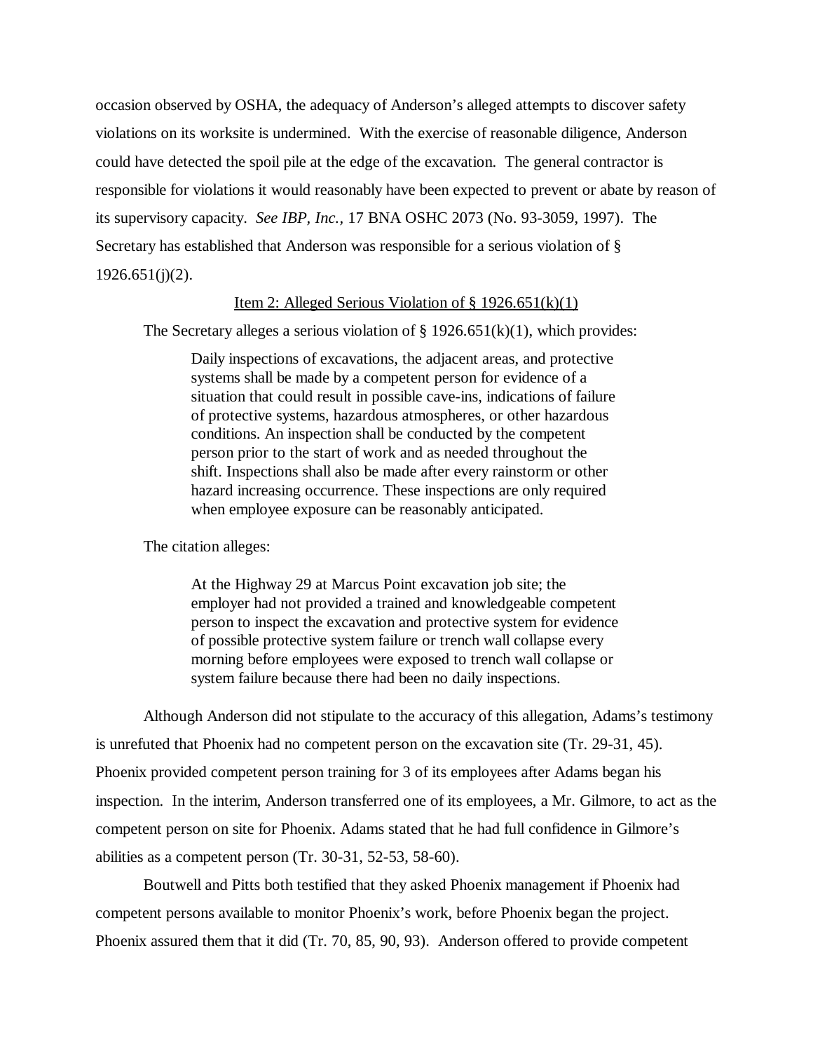occasion observed by OSHA, the adequacy of Anderson's alleged attempts to discover safety violations on its worksite is undermined. With the exercise of reasonable diligence, Anderson could have detected the spoil pile at the edge of the excavation. The general contractor is responsible for violations it would reasonably have been expected to prevent or abate by reason of its supervisory capacity. *See IBP, Inc.*, 17 BNA OSHC 2073 (No. 93-3059, 1997). The Secretary has established that Anderson was responsible for a serious violation of § 1926.651(j)(2).

<u>Item 2: Alleged Serious Violation of § 1926.651(k)(1)</u>

The Secretary alleges a serious violation of § 1926.651(k)(1), which provides:

> Daily inspections of excavations, the adjacent areas, and protective systems shall be made by a competent person for evidence of a situation that could result in possible cave-ins, indications of failure of protective systems, hazardous atmospheres, or other hazardous conditions. An inspection shall be conducted by the competent person prior to the start of work and as needed throughout the shift. Inspections shall also be made after every rainstorm or other hazard increasing occurrence. These inspections are only required when employee exposure can be reasonably anticipated.

The citation alleges:

> At the Highway 29 at Marcus Point excavation job site; the employer had not provided a trained and knowledgeable competent person to inspect the excavation and protective system for evidence of possible protective system failure or trench wall collapse every morning before employees were exposed to trench wall collapse or system failure because there had been no daily inspections.

Although Anderson did not stipulate to the accuracy of this allegation, Adams's testimony is unrefuted that Phoenix had no competent person on the excavation site (Tr. 29-31, 45). Phoenix provided competent person training for 3 of its employees after Adams began his inspection. In the interim, Anderson transferred one of its employees, a Mr. Gilmore, to act as the competent person on site for Phoenix. Adams stated that he had full confidence in Gilmore's abilities as a competent person (Tr. 30-31, 52-53, 58-60).

Boutwell and Pitts both testified that they asked Phoenix management if Phoenix had competent persons available to monitor Phoenix's work, before Phoenix began the project. Phoenix assured them that it did (Tr. 70, 85, 90, 93). Anderson offered to provide competent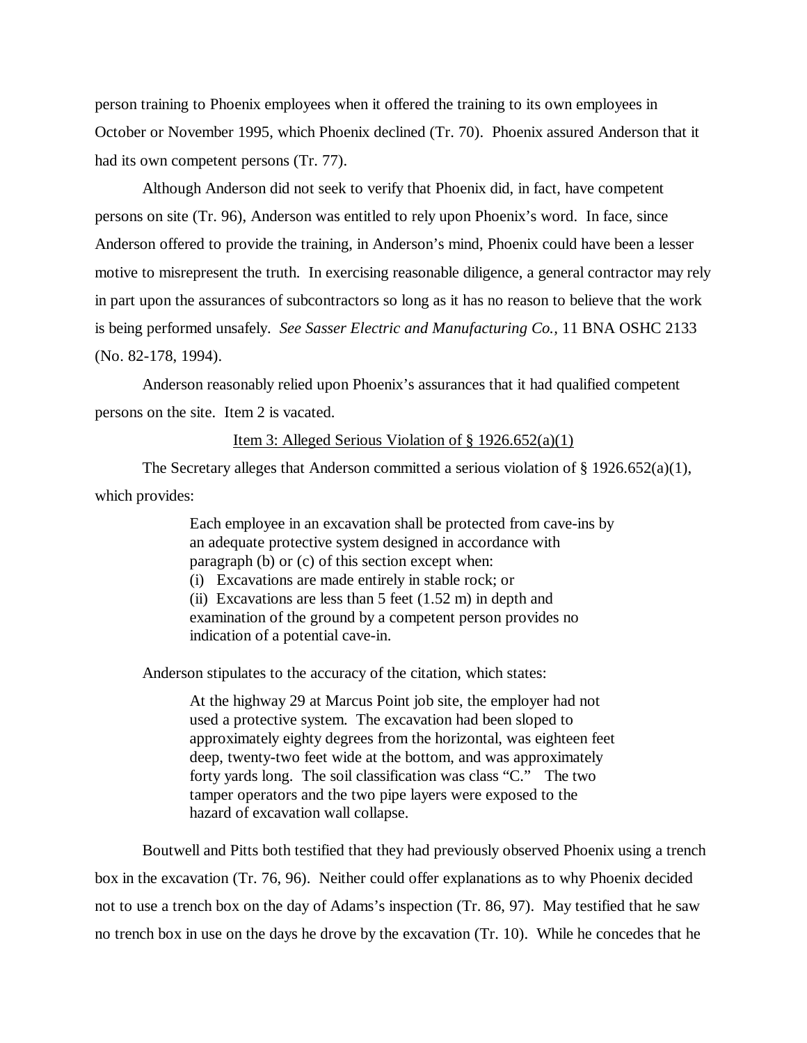person training to Phoenix employees when it offered the training to its own employees in October or November 1995, which Phoenix declined (Tr. 70). Phoenix assured Anderson that it had its own competent persons (Tr. 77).

Although Anderson did not seek to verify that Phoenix did, in fact, have competent persons on site (Tr. 96), Anderson was entitled to rely upon Phoenix's word. In face, since Anderson offered to provide the training, in Anderson's mind, Phoenix could have been a lesser motive to misrepresent the truth. In exercising reasonable diligence, a general contractor may rely in part upon the assurances of subcontractors so long as it has no reason to believe that the work is being performed unsafely. *See Sasser Electric and Manufacturing Co.*, 11 BNA OSHC 2133 (No. 82-178, 1994).

Anderson reasonably relied upon Phoenix's assurances that it had qualified competent persons on the site. Item 2 is vacated.

<u>Item 3: Alleged Serious Violation of § 1926.652(a)(1)</u>

The Secretary alleges that Anderson committed a serious violation of § 1926.652(a)(1), which provides:

> Each employee in an excavation shall be protected from cave-ins by an adequate protective system designed in accordance with paragraph (b) or (c) of this section except when:
> (i) Excavations are made entirely in stable rock; or
> (ii) Excavations are less than 5 feet (1.52 m) in depth and examination of the ground by a competent person provides no indication of a potential cave-in.

Anderson stipulates to the accuracy of the citation, which states:

> At the highway 29 at Marcus Point job site, the employer had not used a protective system. The excavation had been sloped to approximately eighty degrees from the horizontal, was eighteen feet deep, twenty-two feet wide at the bottom, and was approximately forty yards long. The soil classification was class "C." The two tamper operators and the two pipe layers were exposed to the hazard of excavation wall collapse.

Boutwell and Pitts both testified that they had previously observed Phoenix using a trench box in the excavation (Tr. 76, 96). Neither could offer explanations as to why Phoenix decided not to use a trench box on the day of Adams's inspection (Tr. 86, 97). May testified that he saw no trench box in use on the days he drove by the excavation (Tr. 10). While he concedes that he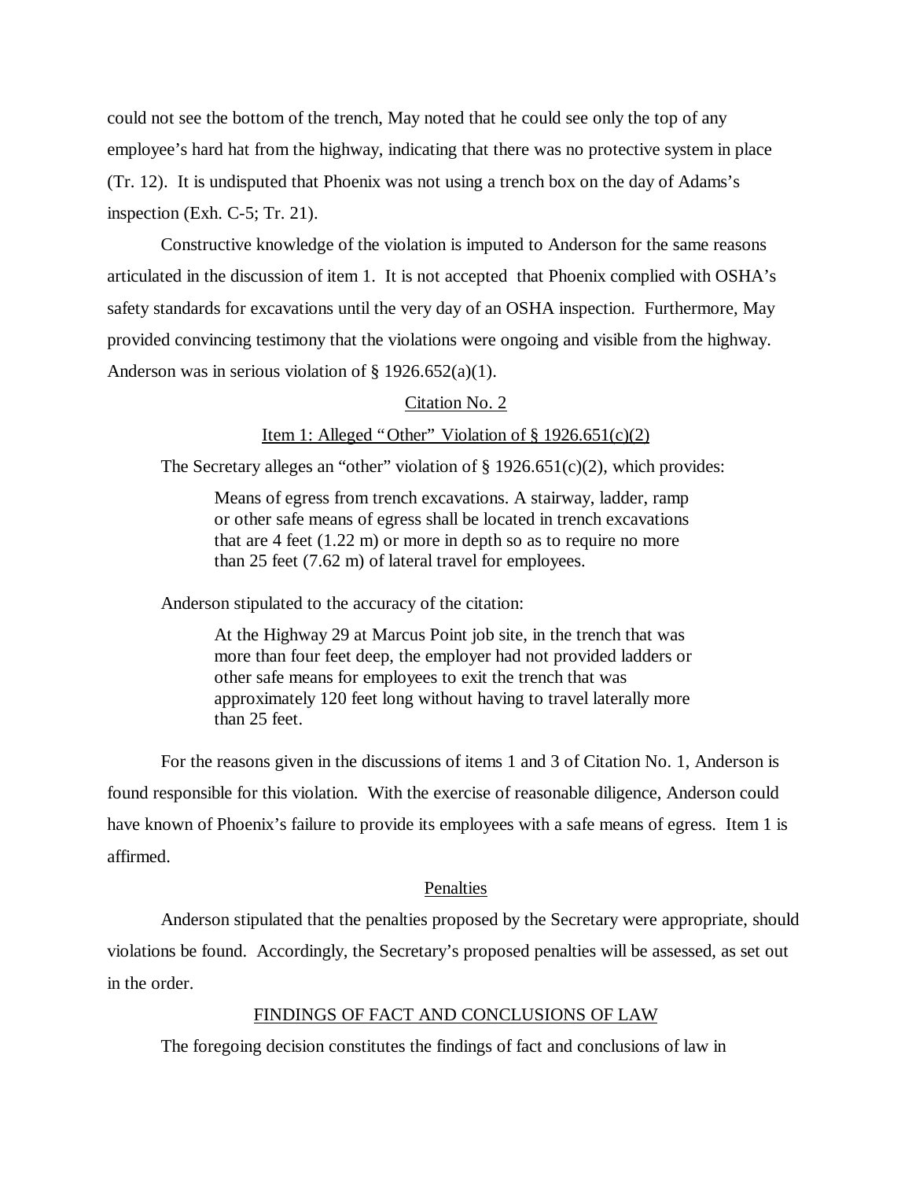could not see the bottom of the trench, May noted that he could see only the top of any employee's hard hat from the highway, indicating that there was no protective system in place (Tr. 12). It is undisputed that Phoenix was not using a trench box on the day of Adams's inspection (Exh. C-5; Tr. 21).

Constructive knowledge of the violation is imputed to Anderson for the same reasons articulated in the discussion of item 1. It is not accepted that Phoenix complied with OSHA's safety standards for excavations until the very day of an OSHA inspection. Furthermore, May provided convincing testimony that the violations were ongoing and visible from the highway. Anderson was in serious violation of § 1926.652(a)(1).

<u>Citation No. 2</u>

<u>Item 1: Alleged "Other" Violation of § 1926.651(c)(2)</u>

The Secretary alleges an "other" violation of § 1926.651(c)(2), which provides:

> Means of egress from trench excavations. A stairway, ladder, ramp or other safe means of egress shall be located in trench excavations that are 4 feet (1.22 m) or more in depth so as to require no more than 25 feet (7.62 m) of lateral travel for employees.

Anderson stipulated to the accuracy of the citation:

> At the Highway 29 at Marcus Point job site, in the trench that was more than four feet deep, the employer had not provided ladders or other safe means for employees to exit the trench that was approximately 120 feet long without having to travel laterally more than 25 feet.

For the reasons given in the discussions of items 1 and 3 of Citation No. 1, Anderson is found responsible for this violation. With the exercise of reasonable diligence, Anderson could have known of Phoenix's failure to provide its employees with a safe means of egress. Item 1 is affirmed.

<u>Penalties</u>

Anderson stipulated that the penalties proposed by the Secretary were appropriate, should violations be found. Accordingly, the Secretary's proposed penalties will be assessed, as set out in the order.

<u>FINDINGS OF FACT AND CONCLUSIONS OF LAW</u>

The foregoing decision constitutes the findings of fact and conclusions of law in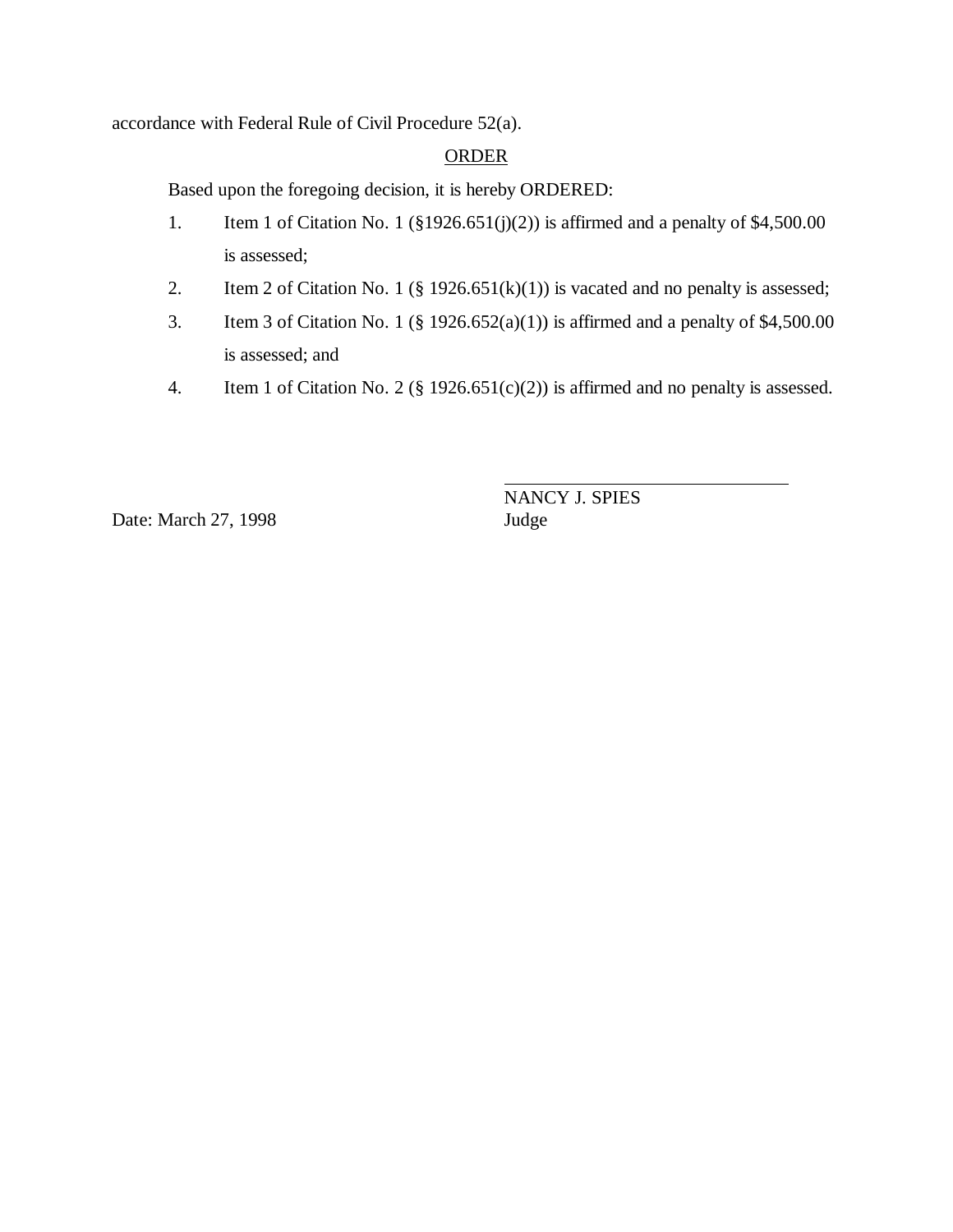accordance with Federal Rule of Civil Procedure 52(a).

ORDER

Based upon the foregoing decision, it is hereby ORDERED:

1. Item 1 of Citation No. 1 (§1926.651(j)(2)) is affirmed and a penalty of $4,500.00 is assessed;
2. Item 2 of Citation No. 1 (§ 1926.651(k)(1)) is vacated and no penalty is assessed;
3. Item 3 of Citation No. 1 (§ 1926.652(a)(1)) is affirmed and a penalty of $4,500.00 is assessed; and
4. Item 1 of Citation No. 2 (§ 1926.651(c)(2)) is affirmed and no penalty is assessed.

NANCY J. SPIES
Judge

Date: March 27, 1998